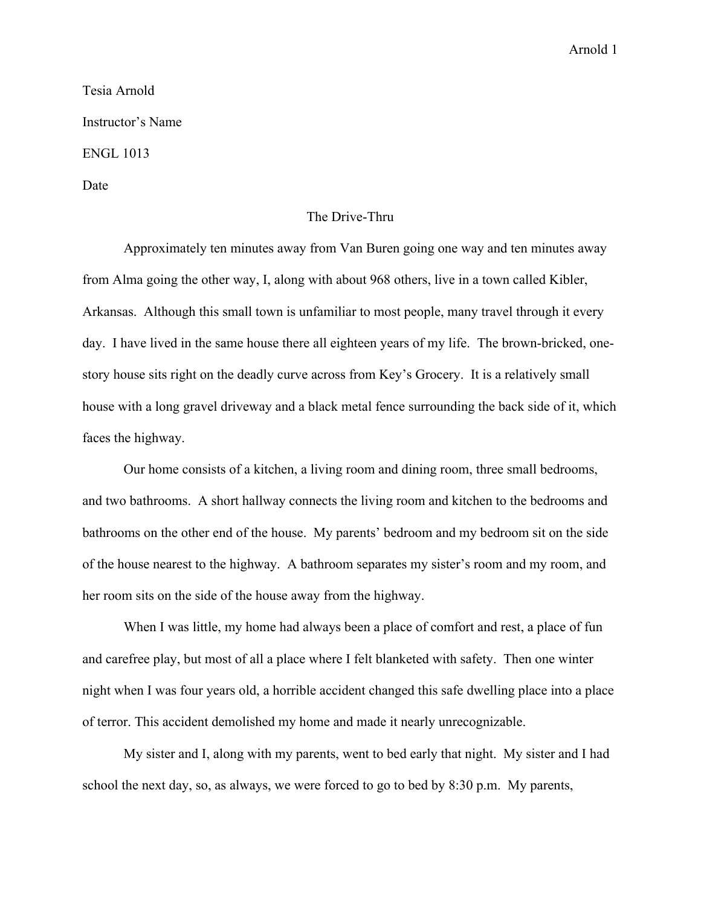Tesia Arnold

Instructor's Name

ENGL 1013

Date

# The Drive-Thru

Approximately ten minutes away from Van Buren going one way and ten minutes away from Alma going the other way, I, along with about 968 others, live in a town called Kibler, Arkansas. Although this small town is unfamiliar to most people, many travel through it every day. I have lived in the same house there all eighteen years of my life. The brown-bricked, one-story house sits right on the deadly curve across from Key's Grocery. It is a relatively small house with a long gravel driveway and a black metal fence surrounding the back side of it, which faces the highway.

Our home consists of a kitchen, a living room and dining room, three small bedrooms, and two bathrooms. A short hallway connects the living room and kitchen to the bedrooms and bathrooms on the other end of the house. My parents' bedroom and my bedroom sit on the side of the house nearest to the highway. A bathroom separates my sister's room and my room, and her room sits on the side of the house away from the highway.

When I was little, my home had always been a place of comfort and rest, a place of fun and carefree play, but most of all a place where I felt blanketed with safety. Then one winter night when I was four years old, a horrible accident changed this safe dwelling place into a place of terror. This accident demolished my home and made it nearly unrecognizable.

My sister and I, along with my parents, went to bed early that night. My sister and I had school the next day, so, as always, we were forced to go to bed by 8:30 p.m. My parents,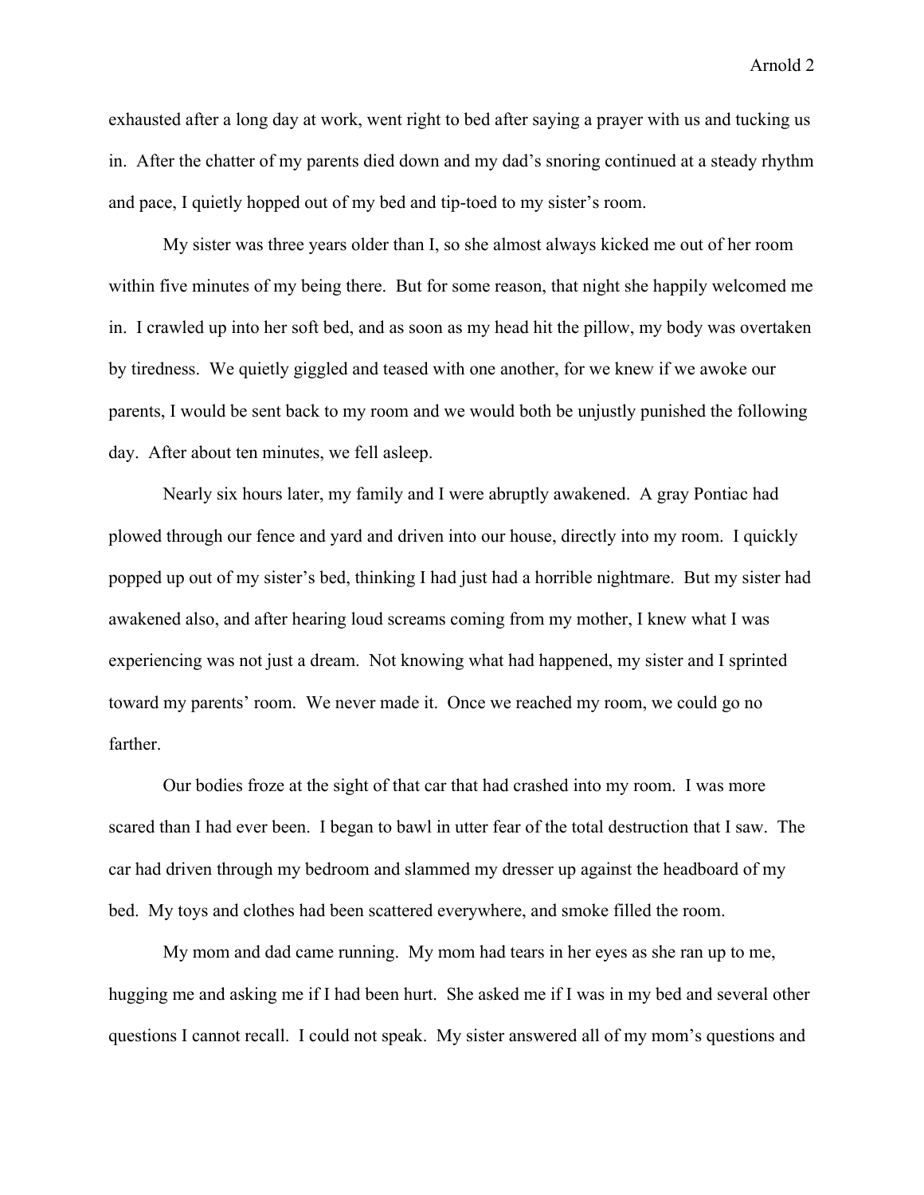exhausted after a long day at work, went right to bed after saying a prayer with us and tucking us in. After the chatter of my parents died down and my dad's snoring continued at a steady rhythm and pace, I quietly hopped out of my bed and tip-toed to my sister's room.

My sister was three years older than I, so she almost always kicked me out of her room within five minutes of my being there. But for some reason, that night she happily welcomed me in. I crawled up into her soft bed, and as soon as my head hit the pillow, my body was overtaken by tiredness. We quietly giggled and teased with one another, for we knew if we awoke our parents, I would be sent back to my room and we would both be unjustly punished the following day. After about ten minutes, we fell asleep.

Nearly six hours later, my family and I were abruptly awakened. A gray Pontiac had plowed through our fence and yard and driven into our house, directly into my room. I quickly popped up out of my sister's bed, thinking I had just had a horrible nightmare. But my sister had awakened also, and after hearing loud screams coming from my mother, I knew what I was experiencing was not just a dream. Not knowing what had happened, my sister and I sprinted toward my parents' room. We never made it. Once we reached my room, we could go no farther.

Our bodies froze at the sight of that car that had crashed into my room. I was more scared than I had ever been. I began to bawl in utter fear of the total destruction that I saw. The car had driven through my bedroom and slammed my dresser up against the headboard of my bed. My toys and clothes had been scattered everywhere, and smoke filled the room.

My mom and dad came running. My mom had tears in her eyes as she ran up to me, hugging me and asking me if I had been hurt. She asked me if I was in my bed and several other questions I cannot recall. I could not speak. My sister answered all of my mom's questions and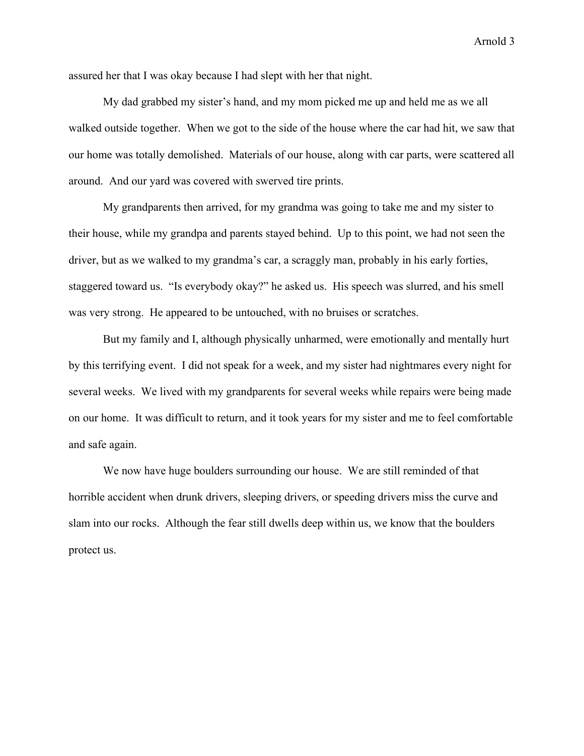assured her that I was okay because I had slept with her that night.

My dad grabbed my sister's hand, and my mom picked me up and held me as we all walked outside together. When we got to the side of the house where the car had hit, we saw that our home was totally demolished. Materials of our house, along with car parts, were scattered all around. And our yard was covered with swerved tire prints.

My grandparents then arrived, for my grandma was going to take me and my sister to their house, while my grandpa and parents stayed behind. Up to this point, we had not seen the driver, but as we walked to my grandma's car, a scraggly man, probably in his early forties, staggered toward us. "Is everybody okay?" he asked us. His speech was slurred, and his smell was very strong. He appeared to be untouched, with no bruises or scratches.

But my family and I, although physically unharmed, were emotionally and mentally hurt by this terrifying event. I did not speak for a week, and my sister had nightmares every night for several weeks. We lived with my grandparents for several weeks while repairs were being made on our home. It was difficult to return, and it took years for my sister and me to feel comfortable and safe again.

We now have huge boulders surrounding our house. We are still reminded of that horrible accident when drunk drivers, sleeping drivers, or speeding drivers miss the curve and slam into our rocks. Although the fear still dwells deep within us, we know that the boulders protect us.